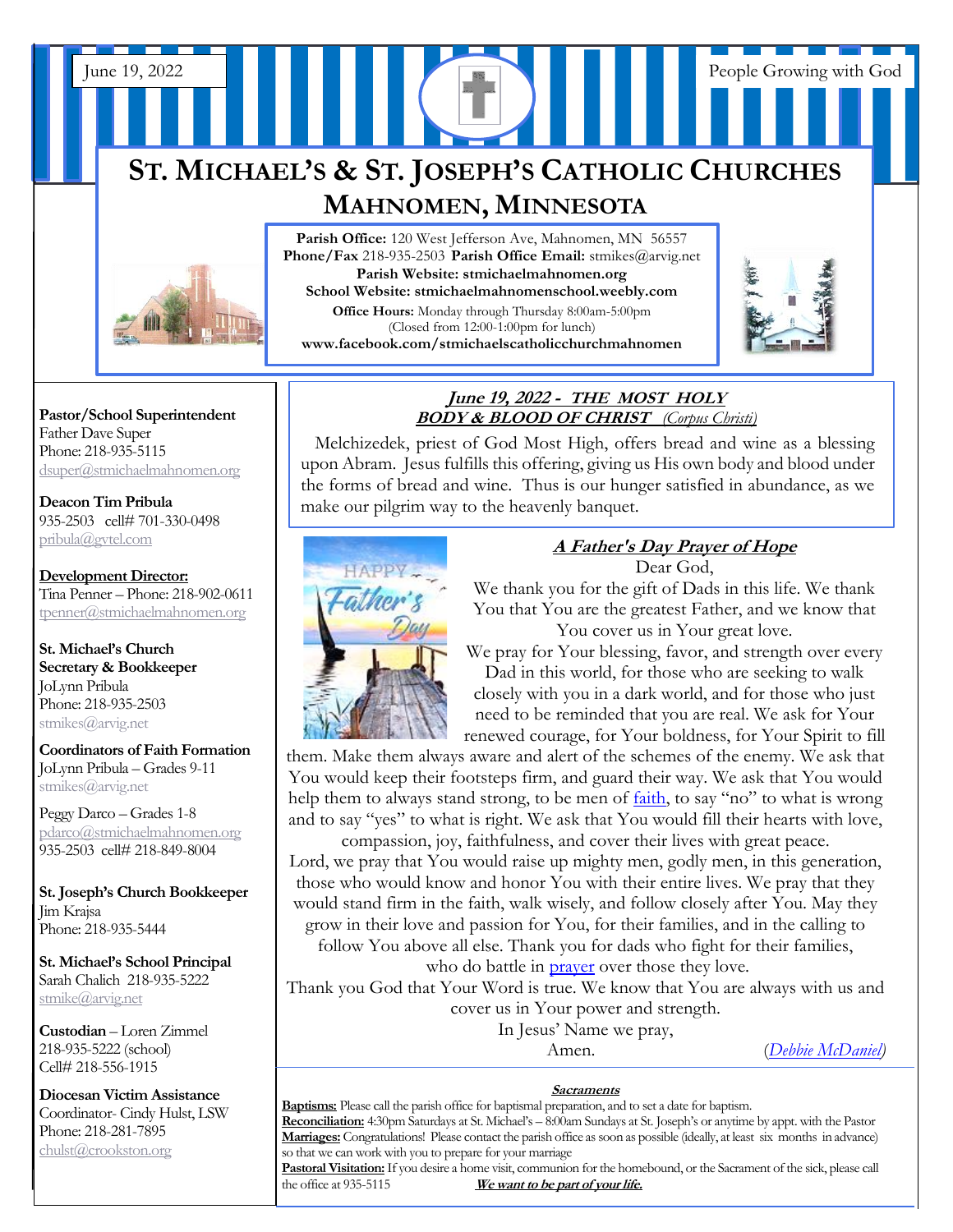June 19, 2022

People Growing with God

# St. Michael's & St. Joseph's Catholic Churches
## Mahnomen, Minnesota

**Parish Office:** 120 West Jefferson Ave, Mahnomen, MN 56557
**Phone/Fax** 218-935-2503 **Parish Office Email:** stmikes@arvig.net
**Parish Website: stmichaelmahnomen.org**
**School Website: stmichaelmahnomenschool.weebly.com**
**Office Hours:** Monday through Thursday 8:00am-5:00pm
(Closed from 12:00-1:00pm for lunch)
**www.facebook.com/stmichaelscatholicchurchmahnomen**

**Pastor/School Superintendent**
Father Dave Super
Phone: 218-935-5115
dsuper@stmichaelmahnomen.org

**Deacon Tim Pribula**
935-2503 cell# 701-330-0498
pribula@gvtel.com

**Development Director:**
Tina Penner – Phone: 218-902-0611
tpenner@stmichaelmahnomen.org

**St. Michael's Church Secretary & Bookkeeper**
JoLynn Pribula
Phone: 218-935-2503
stmikes@arvig.net

**Coordinators of Faith Formation**
JoLynn Pribula – Grades 9-11
stmikes@arvig.net

Peggy Darco – Grades 1-8
pdarco@stmichaelmahnomen.org
935-2503 cell# 218-849-8004

**St. Joseph's Church Bookkeeper**
Jim Krajsa
Phone: 218-935-5444

**St. Michael's School Principal**
Sarah Chalich 218-935-5222
stmike@arvig.net

**Custodian** – Loren Zimmel
218-935-5222 (school)
Cell# 218-556-1915

**Diocesan Victim Assistance**
Coordinator- Cindy Hulst, LSW
Phone: 218-281-7895
chulst@crookston.org

### *June 19, 2022 - THE MOST HOLY BODY & BLOOD OF CHRIST* *(Corpus Christi)*

Melchizedek, priest of God Most High, offers bread and wine as a blessing upon Abram. Jesus fulfills this offering, giving us His own body and blood under the forms of bread and wine. Thus is our hunger satisfied in abundance, as we make our pilgrim way to the heavenly banquet.

### *A Father's Day Prayer of Hope*

Dear God,
We thank you for the gift of Dads in this life. We thank You that You are the greatest Father, and we know that You cover us in Your great love.
We pray for Your blessing, favor, and strength over every Dad in this world, for those who are seeking to walk closely with you in a dark world, and for those who just need to be reminded that you are real. We ask for Your renewed courage, for Your boldness, for Your Spirit to fill them. Make them always aware and alert of the schemes of the enemy. We ask that You would keep their footsteps firm, and guard their way. We ask that You would help them to always stand strong, to be men of faith, to say "no" to what is wrong and to say "yes" to what is right. We ask that You would fill their hearts with love, compassion, joy, faithfulness, and cover their lives with great peace.
Lord, we pray that You would raise up mighty men, godly men, in this generation, those who would know and honor You with their entire lives. We pray that they would stand firm in the faith, walk wisely, and follow closely after You. May they grow in their love and passion for You, for their families, and in the calling to follow You above all else. Thank you for dads who fight for their families, who do battle in prayer over those they love.
Thank you God that Your Word is true. We know that You are always with us and cover us in Your power and strength.
In Jesus' Name we pray,
Amen. *(Debbie McDaniel)*

### *Sacraments*

**Baptisms:** Please call the parish office for baptismal preparation, and to set a date for baptism.
**Reconciliation:** 4:30pm Saturdays at St. Michael's – 8:00am Sundays at St. Joseph's or anytime by appt. with the Pastor
**Marriages:** Congratulations! Please contact the parish office as soon as possible (ideally, at least six months in advance) so that we can work with you to prepare for your marriage
**Pastoral Visitation:** If you desire a home visit, communion for the homebound, or the Sacrament of the sick, please call the office at 935-5115 ***We want to be part of your life.***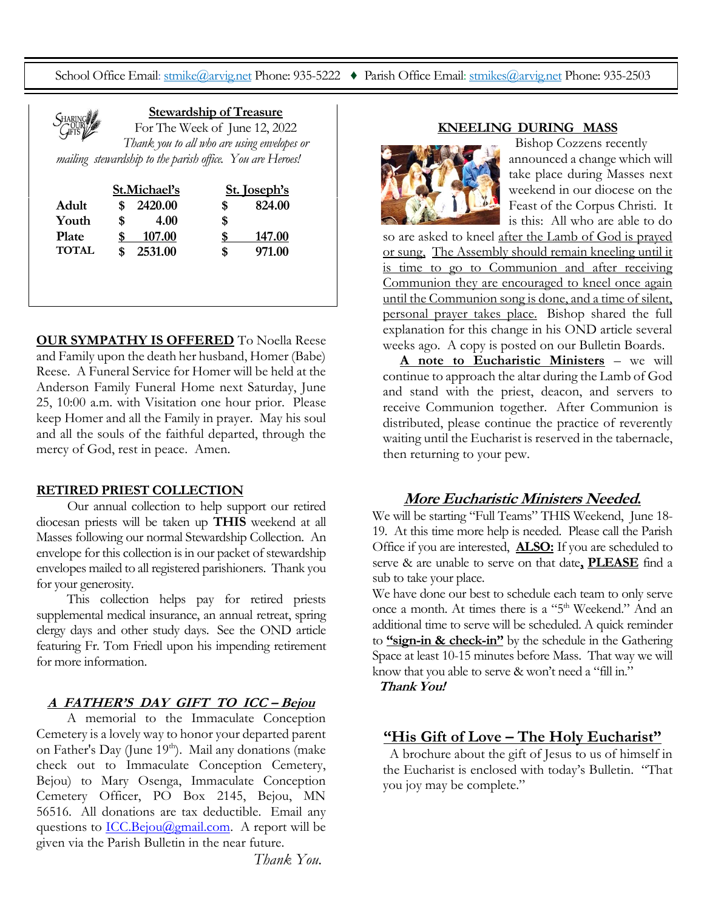School Office Email: stmike@arvig.net Phone: 935-5222 ♦ Parish Office Email: stmikes@arvig.net Phone: 935-2503

## Stewardship of Treasure

For The Week of June 12, 2022

*Thank you to all who are using envelopes or mailing stewardship to the parish office. You are Heroes!*

| | St.Michael's | St. Joseph's |
|---|---|---|
| **Adult** | $ 2420.00 | $ 824.00 |
| **Youth** | $ 4.00 | $ |
| **Plate** | $ 107.00 | $ 147.00 |
| **TOTAL** | $ 2531.00 | $ 971.00 |

**OUR SYMPATHY IS OFFERED** To Noella Reese and Family upon the death her husband, Homer (Babe) Reese. A Funeral Service for Homer will be held at the Anderson Family Funeral Home next Saturday, June 25, 10:00 a.m. with Visitation one hour prior. Please keep Homer and all the Family in prayer. May his soul and all the souls of the faithful departed, through the mercy of God, rest in peace. Amen.

## RETIRED PRIEST COLLECTION

Our annual collection to help support our retired diocesan priests will be taken up **THIS** weekend at all Masses following our normal Stewardship Collection. An envelope for this collection is in our packet of stewardship envelopes mailed to all registered parishioners. Thank you for your generosity.

This collection helps pay for retired priests supplemental medical insurance, an annual retreat, spring clergy days and other study days. See the OND article featuring Fr. Tom Friedl upon his impending retirement for more information.

## *A FATHER'S DAY GIFT TO ICC – Bejou*

A memorial to the Immaculate Conception Cemetery is a lovely way to honor your departed parent on Father's Day (June 19th). Mail any donations (make check out to Immaculate Conception Cemetery, Bejou) to Mary Osenga, Immaculate Conception Cemetery Officer, PO Box 2145, Bejou, MN 56516. All donations are tax deductible. Email any questions to ICC.Bejou@gmail.com. A report will be given via the Parish Bulletin in the near future.

*Thank You.*

## KNEELING DURING MASS

Bishop Cozzens recently announced a change which will take place during Masses next weekend in our diocese on the Feast of the Corpus Christi. It is this: All who are able to do so are asked to kneel after the Lamb of God is prayed or sung, The Assembly should remain kneeling until it is time to go to Communion and after receiving Communion they are encouraged to kneel once again until the Communion song is done, and a time of silent, personal prayer takes place. Bishop shared the full explanation for this change in his OND article several weeks ago. A copy is posted on our Bulletin Boards.

**A note to Eucharistic Ministers** – we will continue to approach the altar during the Lamb of God and stand with the priest, deacon, and servers to receive Communion together. After Communion is distributed, please continue the practice of reverently waiting until the Eucharist is reserved in the tabernacle, then returning to your pew.

## *More Eucharistic Ministers Needed.*

We will be starting "Full Teams" THIS Weekend, June 18-19. At this time more help is needed. Please call the Parish Office if you are interested, **ALSO:** If you are scheduled to serve & are unable to serve on that date**, PLEASE** find a sub to take your place.

We have done our best to schedule each team to only serve once a month. At times there is a "5th Weekend." And an additional time to serve will be scheduled. A quick reminder to **"sign-in & check-in"** by the schedule in the Gathering Space at least 10-15 minutes before Mass. That way we will know that you able to serve & won't need a "fill in."

***Thank You!***

## "His Gift of Love – The Holy Eucharist"

A brochure about the gift of Jesus to us of himself in the Eucharist is enclosed with today's Bulletin. "That you joy may be complete."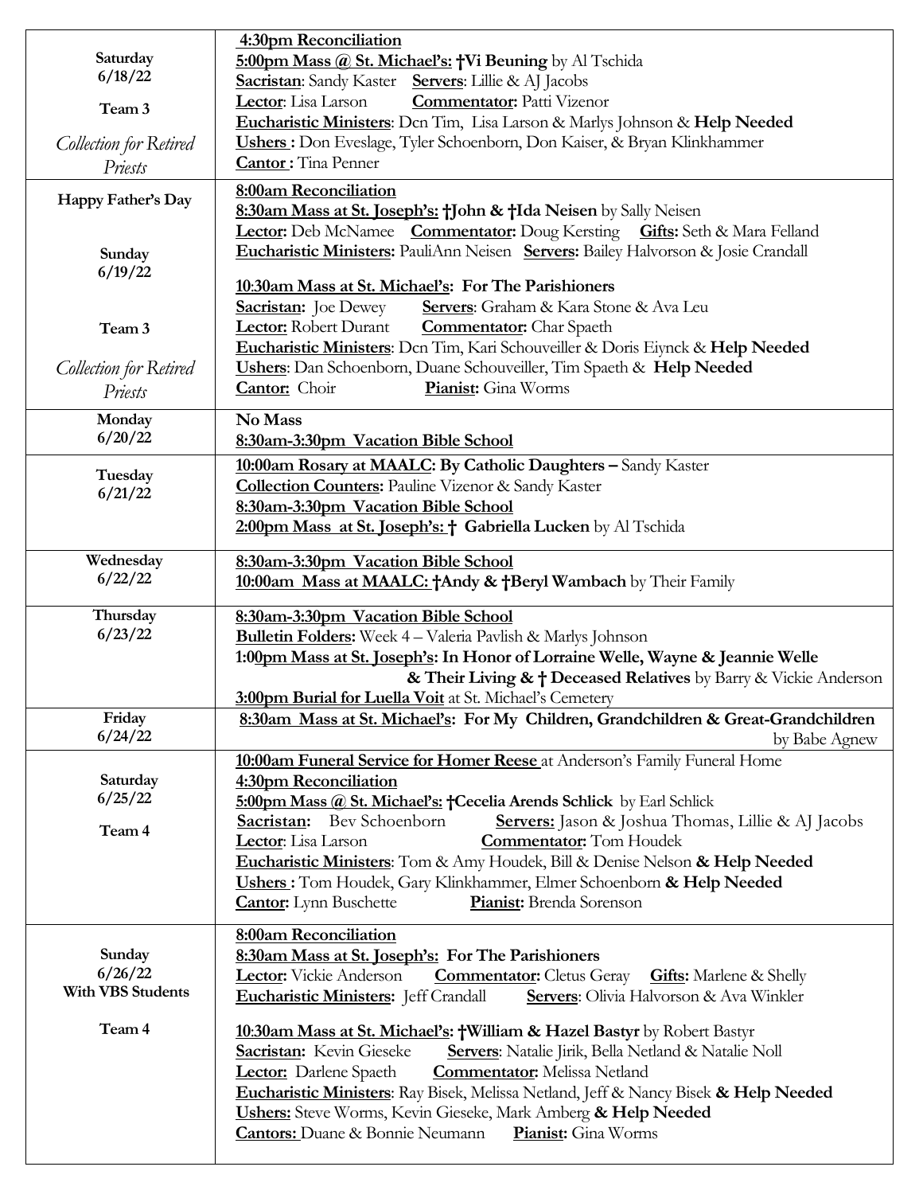| | |
|---|---|
| **Saturday 6/18/22**<br><br>**Team 3**<br><br>*Collection for Retired Priests* | **4:30pm Reconciliation**<br>**5:00pm Mass @ St. Michael's: †Vi Beuning** by Al Tschida<br>**Sacristan**: Sandy Kaster **Servers**: Lillie & AJ Jacobs<br>**Lector**: Lisa Larson **Commentator:** Patti Vizenor<br>**Eucharistic Ministers**: Dcn Tim, Lisa Larson & Marlys Johnson & **Help Needed**<br>**Ushers :** Don Eveslage, Tyler Schoenborn, Don Kaiser, & Bryan Klinkhammer<br>**Cantor :** Tina Penner |
| **Happy Father's Day**<br><br>**Sunday 6/19/22**<br><br>**Team 3**<br><br>*Collection for Retired Priests* | **8:00am Reconciliation**<br>**8:30am Mass at St. Joseph's: †John & †Ida Neisen** by Sally Neisen<br>**Lector:** Deb McNamee **Commentator:** Doug Kersting **Gifts:** Seth & Mara Felland<br>**Eucharistic Ministers:** PauliAnn Neisen **Servers:** Bailey Halvorson & Josie Crandall<br><br>**10:30am Mass at St. Michael's: For The Parishioners**<br>**Sacristan:** Joe Dewey **Servers**: Graham & Kara Stone & Ava Leu<br>**Lector:** Robert Durant **Commentator:** Char Spaeth<br>**Eucharistic Ministers**: Dcn Tim, Kari Schouveiller & Doris Eiynck & **Help Needed**<br>**Ushers**: Dan Schoenborn, Duane Schouveiller, Tim Spaeth & **Help Needed**<br>**Cantor:** Choir **Pianist:** Gina Worms |
| **Monday 6/20/22** | **No Mass**<br>**8:30am-3:30pm Vacation Bible School** |
| **Tuesday 6/21/22** | **10:00am Rosary at MAALC: By Catholic Daughters –** Sandy Kaster<br>**Collection Counters:** Pauline Vizenor & Sandy Kaster<br>**8:30am-3:30pm Vacation Bible School**<br>**2:00pm Mass at St. Joseph's: † Gabriella Lucken** by Al Tschida |
| **Wednesday 6/22/22** | **8:30am-3:30pm Vacation Bible School**<br>**10:00am Mass at MAALC: †Andy & †Beryl Wambach** by Their Family |
| **Thursday 6/23/22** | **8:30am-3:30pm Vacation Bible School**<br>**Bulletin Folders:** Week 4 – Valeria Pavlish & Marlys Johnson<br>**1:00pm Mass at St. Joseph's: In Honor of Lorraine Welle, Wayne & Jeannie Welle & Their Living & † Deceased Relatives** by Barry & Vickie Anderson<br>**3:00pm Burial for Luella Voit** at St. Michael's Cemetery |
| **Friday 6/24/22** | **8:30am Mass at St. Michael's: For My Children, Grandchildren & Great-Grandchildren** by Babe Agnew |
| **Saturday 6/25/22**<br><br>**Team 4** | **10:00am Funeral Service for Homer Reese** at Anderson's Family Funeral Home<br>**4:30pm Reconciliation**<br>**5:00pm Mass @ St. Michael's: †Cecelia Arends Schlick** by Earl Schlick<br>**Sacristan:** Bev Schoenborn **Servers:** Jason & Joshua Thomas, Lillie & AJ Jacobs<br>**Lector**: Lisa Larson **Commentator:** Tom Houdek<br>**Eucharistic Ministers**: Tom & Amy Houdek, Bill & Denise Nelson **& Help Needed**<br>**Ushers :** Tom Houdek, Gary Klinkhammer, Elmer Schoenborn **& Help Needed**<br>**Cantor:** Lynn Buschette **Pianist:** Brenda Sorenson |
| **Sunday 6/26/22**<br>**With VBS Students**<br><br>**Team 4** | **8:00am Reconciliation**<br>**8:30am Mass at St. Joseph's: For The Parishioners**<br>**Lector:** Vickie Anderson **Commentator:** Cletus Geray **Gifts:** Marlene & Shelly<br>**Eucharistic Ministers:** Jeff Crandall **Servers**: Olivia Halvorson & Ava Winkler<br><br>**10:30am Mass at St. Michael's: †William & Hazel Bastyr** by Robert Bastyr<br>**Sacristan:** Kevin Gieseke **Servers**: Natalie Jirik, Bella Netland & Natalie Noll<br>**Lector:** Darlene Spaeth **Commentator:** Melissa Netland<br>**Eucharistic Ministers**: Ray Bisek, Melissa Netland, Jeff & Nancy Bisek **& Help Needed**<br>**Ushers:** Steve Worms, Kevin Gieseke, Mark Amberg **& Help Needed**<br>**Cantors:** Duane & Bonnie Neumann **Pianist:** Gina Worms |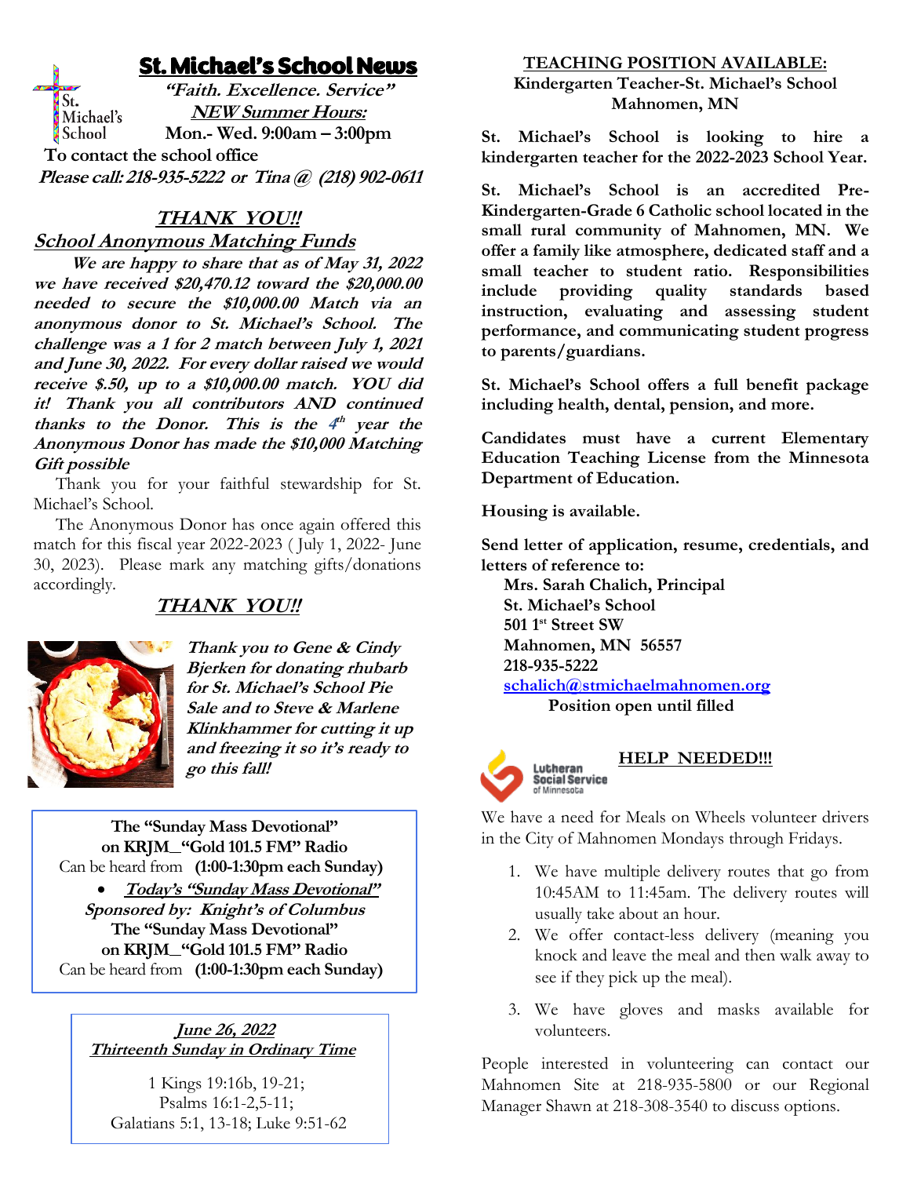# St. Michael's School News

***"Faith. Excellence. Service"***

***NEW Summer Hours:***

**Mon.- Wed. 9:00am – 3:00pm**

**To contact the school office**

***Please call: 218-935-5222 or Tina @ (218) 902-0611***

## ***THANK YOU!!***

### ***School Anonymous Matching Funds***

***We are happy to share that as of May 31, 2022 we have received $20,470.12 toward the $20,000.00 needed to secure the $10,000.00 Match via an anonymous donor to St. Michael's School. The challenge was a 1 for 2 match between July 1, 2021 and June 30, 2022. For every dollar raised we would receive $.50, up to a $10,000.00 match. YOU did it! Thank you all contributors AND continued thanks to the Donor. This is the 4th year the Anonymous Donor has made the $10,000 Matching Gift possible***

Thank you for your faithful stewardship for St. Michael's School.

The Anonymous Donor has once again offered this match for this fiscal year 2022-2023 ( July 1, 2022- June 30, 2023). Please mark any matching gifts/donations accordingly.

## ***THANK YOU!!***

***Thank you to Gene & Cindy Bjerken for donating rhubarb for St. Michael's School Pie Sale and to Steve & Marlene Klinkhammer for cutting it up and freezing it so it's ready to go this fall!***

**The "Sunday Mass Devotional" on KRJM\_"Gold 101.5 FM" Radio**
Can be heard from **(1:00-1:30pm each Sunday)**

- ***Today's "Sunday Mass Devotional"***

***Sponsored by: Knight's of Columbus***

**The "Sunday Mass Devotional" on KRJM\_"Gold 101.5 FM" Radio**
Can be heard from **(1:00-1:30pm each Sunday)**

***June 26, 2022***
***Thirteenth Sunday in Ordinary Time***

1 Kings 19:16b, 19-21;
Psalms 16:1-2,5-11;
Galatians 5:1, 13-18; Luke 9:51-62

## TEACHING POSITION AVAILABLE:

**Kindergarten Teacher-St. Michael's School Mahnomen, MN**

**St. Michael's School is looking to hire a kindergarten teacher for the 2022-2023 School Year.**

**St. Michael's School is an accredited Pre-Kindergarten-Grade 6 Catholic school located in the small rural community of Mahnomen, MN. We offer a family like atmosphere, dedicated staff and a small teacher to student ratio. Responsibilities include providing quality standards based instruction, evaluating and assessing student performance, and communicating student progress to parents/guardians.**

**St. Michael's School offers a full benefit package including health, dental, pension, and more.**

**Candidates must have a current Elementary Education Teaching License from the Minnesota Department of Education.**

**Housing is available.**

**Send letter of application, resume, credentials, and letters of reference to:**

**Mrs. Sarah Chalich, Principal**
**St. Michael's School**
**501 1st Street SW**
**Mahnomen, MN 56557**
**218-935-5222**
**schalich@stmichaelmahnomen.org**

**Position open until filled**

Lutheran Social Service of Minnesota

## HELP NEEDED!!!

We have a need for Meals on Wheels volunteer drivers in the City of Mahnomen Mondays through Fridays.

1. We have multiple delivery routes that go from 10:45AM to 11:45am. The delivery routes will usually take about an hour.
2. We offer contact-less delivery (meaning you knock and leave the meal and then walk away to see if they pick up the meal).
3. We have gloves and masks available for volunteers.

People interested in volunteering can contact our Mahnomen Site at 218-935-5800 or our Regional Manager Shawn at 218-308-3540 to discuss options.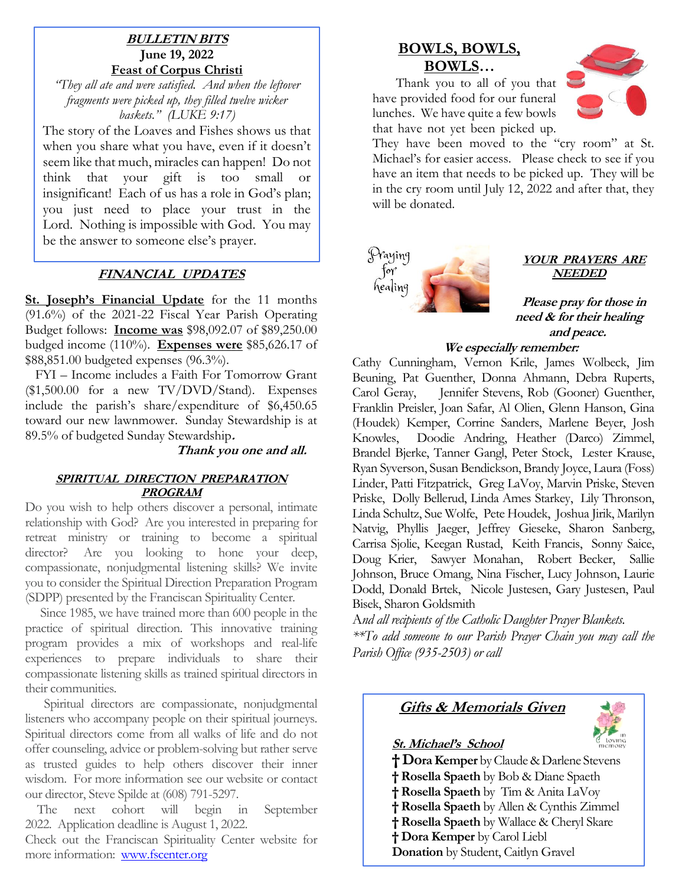### *BULLETIN BITS*
**June 19, 2022**
**Feast of Corpus Christi**

*"They all ate and were satisfied. And when the leftover fragments were picked up, they filled twelve wicker baskets." (LUKE 9:17)*

The story of the Loaves and Fishes shows us that when you share what you have, even if it doesn't seem like that much, miracles can happen! Do not think that your gift is too small or insignificant! Each of us has a role in God's plan; you just need to place your trust in the Lord. Nothing is impossible with God. You may be the answer to someone else's prayer.

### *FINANCIAL UPDATES*

**St. Joseph's Financial Update** for the 11 months (91.6%) of the 2021-22 Fiscal Year Parish Operating Budget follows: **Income was** $98,092.07 of $89,250.00 budged income (110%). **Expenses were** $85,626.17 of $88,851.00 budgeted expenses (96.3%).

FYI – Income includes a Faith For Tomorrow Grant ($1,500.00 for a new TV/DVD/Stand). Expenses include the parish's share/expenditure of $6,450.65 toward our new lawnmower. Sunday Stewardship is at 89.5% of budgeted Sunday Stewardship.

***Thank you one and all.***

### *SPIRITUAL DIRECTION PREPARATION PROGRAM*

Do you wish to help others discover a personal, intimate relationship with God? Are you interested in preparing for retreat ministry or training to become a spiritual director? Are you looking to hone your deep, compassionate, nonjudgmental listening skills? We invite you to consider the Spiritual Direction Preparation Program (SDPP) presented by the Franciscan Spirituality Center.

Since 1985, we have trained more than 600 people in the practice of spiritual direction. This innovative training program provides a mix of workshops and real-life experiences to prepare individuals to share their compassionate listening skills as trained spiritual directors in their communities.

Spiritual directors are compassionate, nonjudgmental listeners who accompany people on their spiritual journeys. Spiritual directors come from all walks of life and do not offer counseling, advice or problem-solving but rather serve as trusted guides to help others discover their inner wisdom. For more information see our website or contact our director, Steve Spilde at (608) 791-5297.

The next cohort will begin in September 2022. Application deadline is August 1, 2022.

Check out the Franciscan Spirituality Center website for more information: www.fscenter.org

### BOWLS, BOWLS, BOWLS…

Thank you to all of you that have provided food for our funeral lunches. We have quite a few bowls that have not yet been picked up. They have been moved to the "cry room" at St. Michael's for easier access. Please check to see if you have an item that needs to be picked up. They will be in the cry room until July 12, 2022 and after that, they will be donated.

Praying for healing

### *YOUR PRAYERS ARE NEEDED*

***Please pray for those in need & for their healing and peace.***

***We especially remember:***

Cathy Cunningham, Vernon Krile, James Wolbeck, Jim Beuning, Pat Guenther, Donna Ahmann, Debra Ruperts, Carol Geray, Jennifer Stevens, Rob (Gooner) Guenther, Franklin Preisler, Joan Safar, Al Olien, Glenn Hanson, Gina (Houdek) Kemper, Corrine Sanders, Marlene Beyer, Josh Knowles, Doodie Andring, Heather (Darco) Zimmel, Brandel Bjerke, Tanner Gangl, Peter Stock, Lester Krause, Ryan Syverson, Susan Bendickson, Brandy Joyce, Laura (Foss) Linder, Patti Fitzpatrick, Greg LaVoy, Marvin Priske, Steven Priske, Dolly Bellerud, Linda Ames Starkey, Lily Thronson, Linda Schultz, Sue Wolfe, Pete Houdek, Joshua Jirik, Marilyn Natvig, Phyllis Jaeger, Jeffrey Gieseke, Sharon Sanberg, Carrisa Sjolie, Keegan Rustad, Keith Francis, Sonny Saice, Doug Krier, Sawyer Monahan, Robert Becker, Sallie Johnson, Bruce Omang, Nina Fischer, Lucy Johnson, Laurie Dodd, Donald Brtek, Nicole Justesen, Gary Justesen, Paul Bisek, Sharon Goldsmith

*And all recipients of the Catholic Daughter Prayer Blankets.*

*\*\*To add someone to our Parish Prayer Chain you may call the Parish Office (935-2503) or call*

### *Gifts & Memorials Given*

***St. Michael's School***

† **Dora Kemper** by Claude & Darlene Stevens
† **Rosella Spaeth** by Bob & Diane Spaeth
† **Rosella Spaeth** by Tim & Anita LaVoy
† **Rosella Spaeth** by Allen & Cynthis Zimmel
† **Rosella Spaeth** by Wallace & Cheryl Skare
† **Dora Kemper** by Carol Liebl
**Donation** by Student, Caitlyn Gravel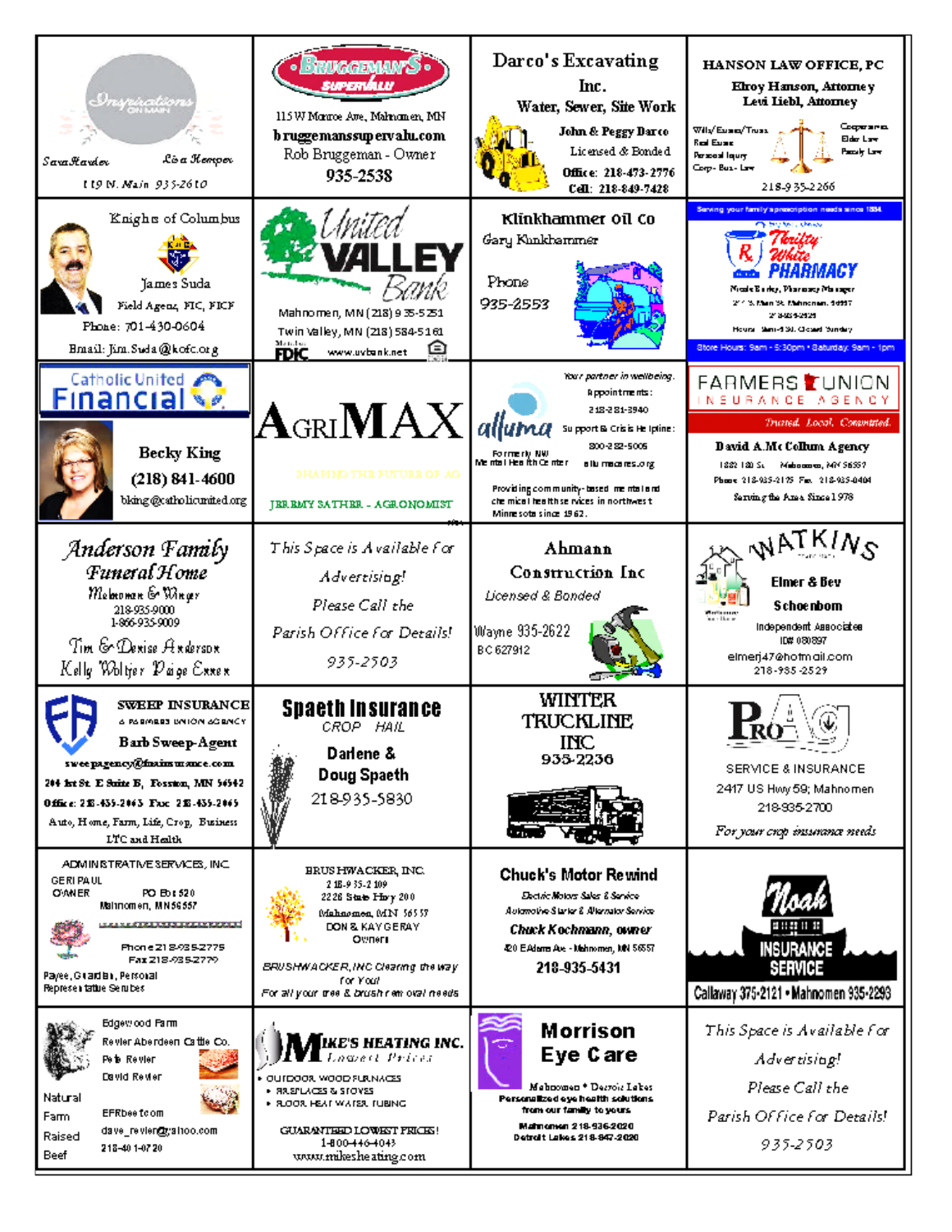Inspirations ON MAIN

Sara Harder — Lisa Kemper

119 N. Main 935-2610

---

BRUGGEMAN'S SUPERVALU

115 W Monroe Ave, Mahnomen, MN

bruggemanssupervalu.com

Rob Bruggeman - Owner

935-2538

---

Darco's Excavating Inc.

Water, Sewer, Site Work

John & Peggy Darco

Licensed & Bonded

Office: 218-473-2776

Cell: 218-849-7428

---

HANSON LAW OFFICE, PC

Elroy Hanson, Attorney

Levi Liebl, Attorney

Wills/Estates/Trusts — Cooperatives

Real Estate — Elder Law

Personal Injury — Family Law

Corp - Bus - Law

218-935-2266

---

Knights of Columbus

James Suda

Field Agent, FIC, FICF

Phone: 701-430-0604

Email: Jim.Suda@kofc.org

---

United VALLEY Bank

Mahnomen, MN (218) 935-5251

Twin Valley, MN (218) 584-5161

Member FDIC

www.uvbank.net

---

Klinkhammer Oil Co

Gary Klinkhammer

Phone

935-2553

---

Serving your family's prescription needs since 1884

Thrifty White PHARMACY

Nicole Bailey, Pharmacy Manager

Store Hours: 9am - 5:30pm • Saturday 9am - 1pm

---

Catholic United Financial

Becky King

(218) 841-4600

bking@catholicunited.org

---

AGRIMAX

SHAPING THE FUTURE OF AG

JEREMY SATHER - AGRONOMIST

---

allumа

Your partner in wellbeing.

Appointments:

218-281-3940

Support & Crisis Helpline:

800-282-5005

allumaresources.org

Formerly NW Mental Health Center

Providing community-based mental and chemical health services in northwest Minnesota since 1962.

---

FARMERS UNION INSURANCE AGENCY

Trusted. Local. Committed.

David A. McCollum Agency

Mahnomen, MN 56557

Phone 218-935-2175 Fax 218-935-0404

Serving the Area Since 1978

---

Anderson Family Funeral Home

Mahnomen & Waubun

218-935-9000

1-866-935-9009

Tim & Denise Anderson

Kelly Woltjer Paige Ennen

---

This Space is Available For Advertising!

Please Call the Parish Office For Details!

935-2503

---

Ahmann Construction Inc

Licensed & Bonded

Wayne 935-2622

BC 627912

---

WATKINS

Elmer & Bev Schoenbom

Independent Associates

ID# 080897

elmerj47@hotmail.com

218-935-2529

---

SWEEP INSURANCE

A FARMERS UNION AGENCY

Barb Sweep-Agent

sweepagency@fuinsurance.com

204 1st St. E Suite B, Fosston, MN 56542

Office: 218-435-2065 Fax: 218-435-2066

Auto, Home, Farm, Life, Crop, Business

LTC and Health

---

Spaeth Insurance

CROP HAIL

Darlene & Doug Spaeth

218-935-5830

---

WINTER TRUCKLINE INC

935-2236

---

ProAg

SERVICE & INSURANCE

2417 US Hwy 59; Mahnomen

218-935-2700

For your crop insurance needs

---

ADMINISTRATIVE SERVICES, INC

GERI PAUL

OWNER

PO Box 520

Mahnomen, MN 56557

Phone 218-935-2775

Fax 218-935-2779

Payee, Guardian, Personal Representative Services

---

BRUSHWACKER, INC

218-935-2109

2226 State Hwy 200

Mahnomen, MN 56557

DON & KAY GERAY

Owners

BRUSHWACKER, INC Clearing the way for You!

For all your tree & brush removal needs

---

Chuck's Motor Rewind

Electric Motors Sales & Service

Automotive Starter & Alternator Service

Chuck Kochmann, owner

120 E Adams Ave - Mahnomen, MN 56557

218-935-5431

---

Noah INSURANCE SERVICE

Callaway 375-2121 • Mahnomen 935-2293

---

Edgewood Farm

Revier Aberdeen Cattle Co.

Pete Revier

David Revier

Natural Farm Raised Beef

EFRbeef.com

dave_revier@yahoo.com

218-401-0720

---

MIKE'S HEATING INC.

Lowest Prices

- OUTDOOR WOOD FURNACES
- FIREPLACES & STOVES
- FLOOR HEAT WATER TUBING

GUARANTEED LOWEST PRICES!

1-800-446-4043

www.mikesheating.com

---

Morrison Eye Care

Mahnomen • Detroit Lakes

Personalized eye health solutions from our family to yours

Mahnomen 218-936-2020

Detroit Lakes 218-847-2020

---

This Space is Available For Advertising!

Please Call the Parish Office For Details!

935-2503